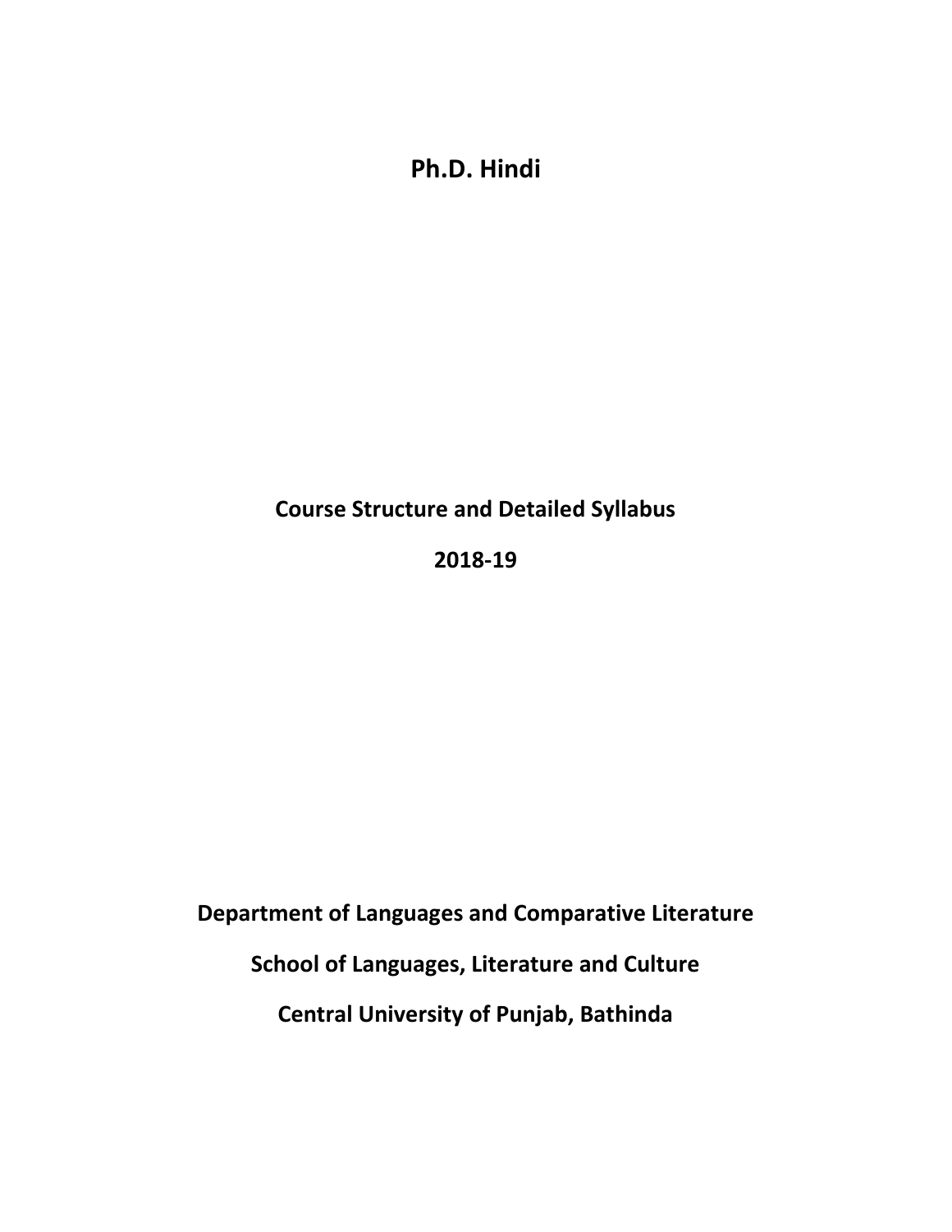# Ph.D. Hindi

**Course Structure and Detailed Syllabus**

**2018-19**

**Department of Languages and Comparative Literature**

**School of Languages, Literature and Culture**

**Central University of Punjab, Bathinda**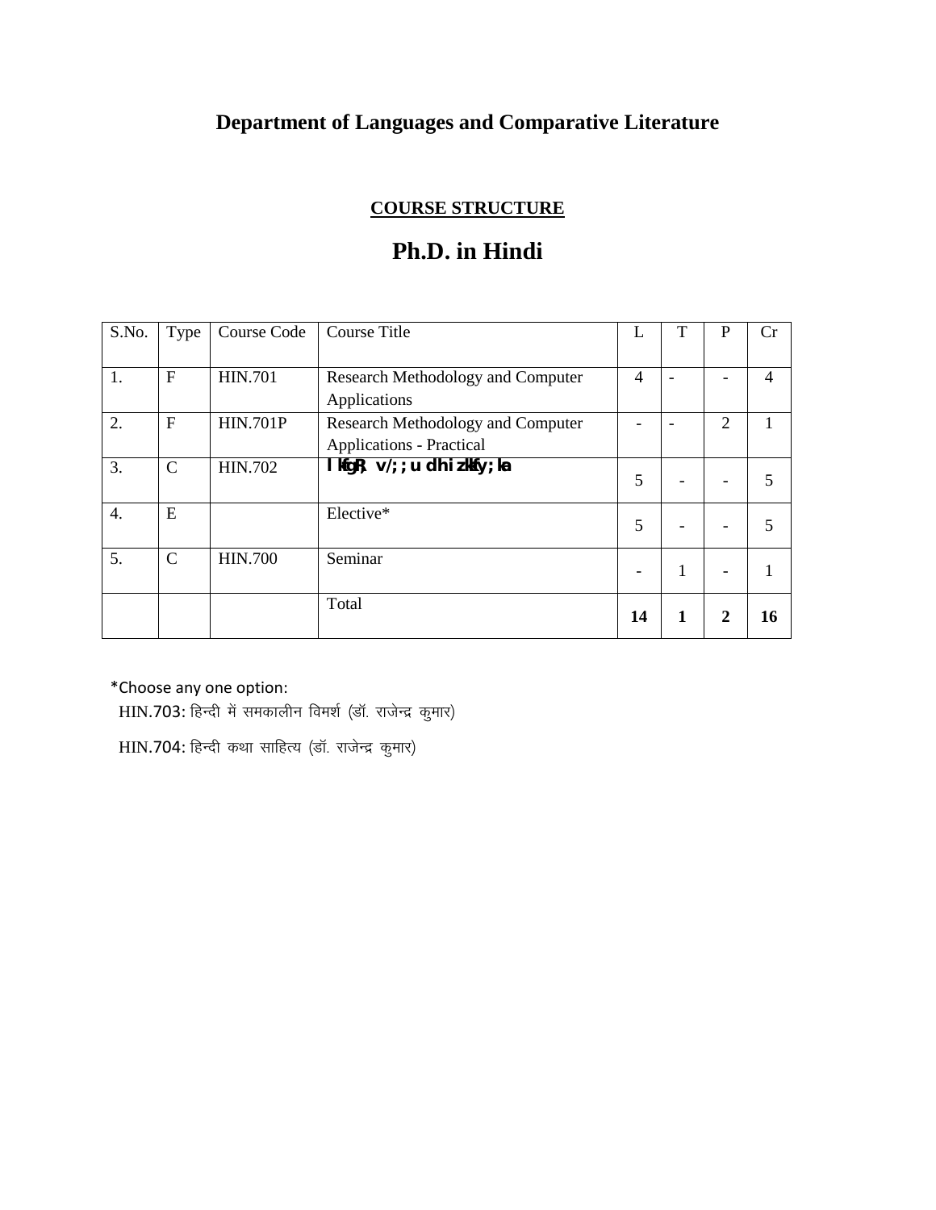## Department of Languages and Comparative Literature

### COURSE STRUCTURE

# Ph.D. in Hindi

| S.No. | Type | Course Code | Course Title | L | T | P | Cr |
|---|---|---|---|---|---|---|---|
| 1. | F | HIN.701 | Research Methodology and Computer Applications | 4 | - | - | 4 |
| 2. | F | HIN.701P | Research Methodology and Computer Applications - Practical | - | - | 2 | 1 |
| 3. | C | HIN.702 | **l kfgR; v/;;u dhi zkfy;ka** | 5 | - | - | 5 |
| 4. | E | | Elective* | 5 | - | - | 5 |
| 5. | C | HIN.700 | Seminar | - | 1 | - | 1 |
| | | | Total | **14** | **1** | **2** | **16** |

*Choose any one option:

HIN.703: हिन्दी में समकालीन विमर्श (डॉ. राजेन्द्र कुमार)

HIN.704: हिन्दी कथा साहित्य (डॉ. राजेन्द्र कुमार)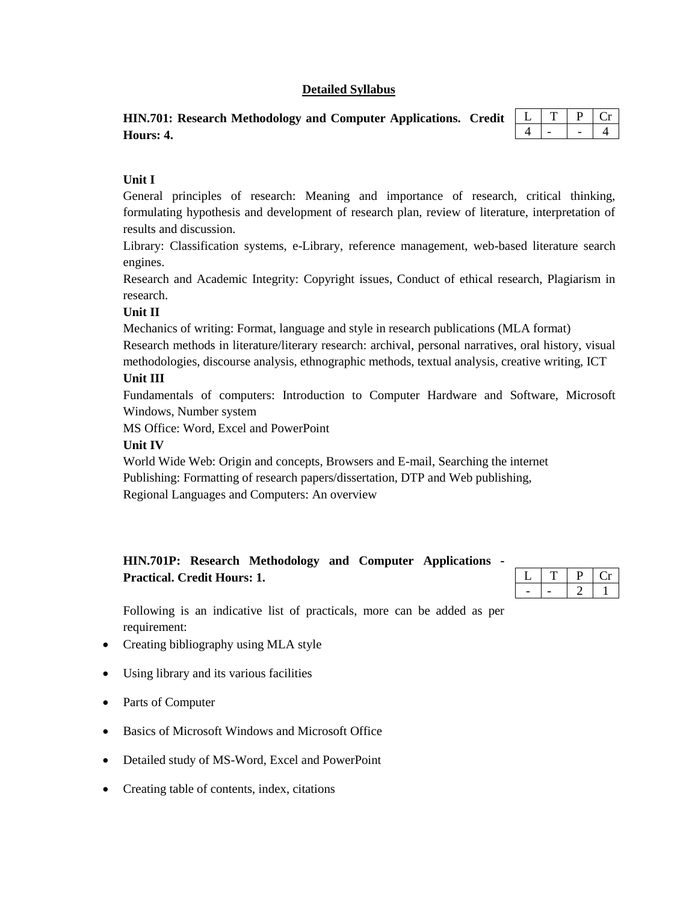## Detailed Syllabus

**HIN.701: Research Methodology and Computer Applications. Credit Hours: 4.**

| L | T | P | Cr |
|---|---|---|---|
| 4 | - | - | 4 |

**Unit I**

General principles of research: Meaning and importance of research, critical thinking, formulating hypothesis and development of research plan, review of literature, interpretation of results and discussion.

Library: Classification systems, e-Library, reference management, web-based literature search engines.

Research and Academic Integrity: Copyright issues, Conduct of ethical research, Plagiarism in research.

**Unit II**

Mechanics of writing: Format, language and style in research publications (MLA format)

Research methods in literature/literary research: archival, personal narratives, oral history, visual methodologies, discourse analysis, ethnographic methods, textual analysis, creative writing, ICT

**Unit III**

Fundamentals of computers: Introduction to Computer Hardware and Software, Microsoft Windows, Number system

MS Office: Word, Excel and PowerPoint

**Unit IV**

World Wide Web: Origin and concepts, Browsers and E-mail, Searching the internet

Publishing: Formatting of research papers/dissertation, DTP and Web publishing,

Regional Languages and Computers: An overview

**HIN.701P: Research Methodology and Computer Applications - Practical. Credit Hours: 1.**

| L | T | P | Cr |
|---|---|---|---|
| - | - | 2 | 1 |

Following is an indicative list of practicals, more can be added as per requirement:

- Creating bibliography using MLA style
- Using library and its various facilities
- Parts of Computer
- Basics of Microsoft Windows and Microsoft Office
- Detailed study of MS-Word, Excel and PowerPoint
- Creating table of contents, index, citations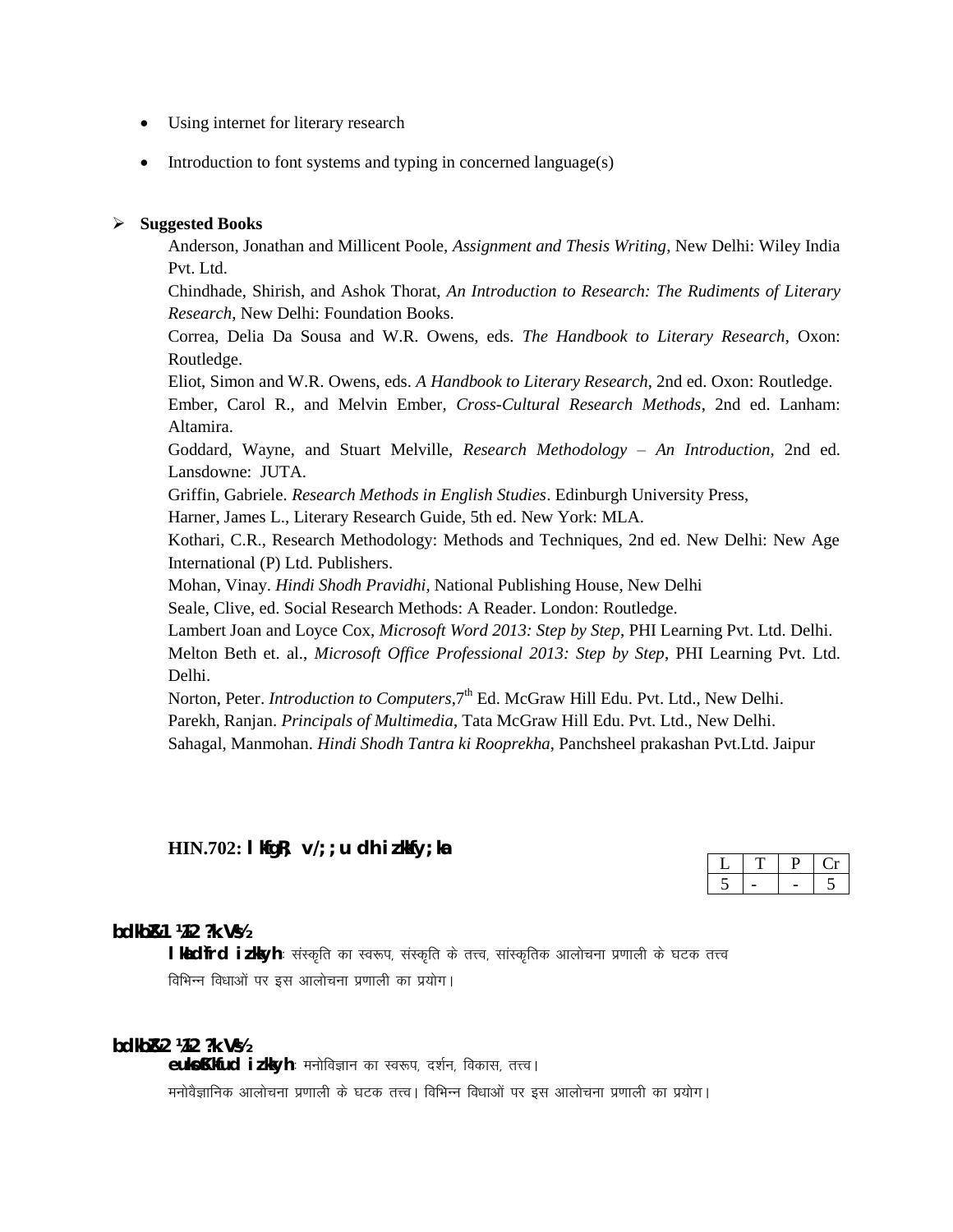- Using internet for literary research
- Introduction to font systems and typing in concerned language(s)

➢ **Suggested Books**

Anderson, Jonathan and Millicent Poole, *Assignment and Thesis Writing*, New Delhi: Wiley India Pvt. Ltd.

Chindhade, Shirish, and Ashok Thorat, *An Introduction to Research: The Rudiments of Literary Research*, New Delhi: Foundation Books.

Correa, Delia Da Sousa and W.R. Owens, eds. *The Handbook to Literary Research*, Oxon: Routledge.

Eliot, Simon and W.R. Owens, eds. *A Handbook to Literary Research*, 2nd ed. Oxon: Routledge.

Ember, Carol R., and Melvin Ember, *Cross-Cultural Research Methods*, 2nd ed. Lanham: Altamira.

Goddard, Wayne, and Stuart Melville, *Research Methodology – An Introduction*, 2nd ed. Lansdowne: JUTA.

Griffin, Gabriele. *Research Methods in English Studies*. Edinburgh University Press,

Harner, James L., Literary Research Guide, 5th ed. New York: MLA.

Kothari, C.R., Research Methodology: Methods and Techniques, 2nd ed. New Delhi: New Age International (P) Ltd. Publishers.

Mohan, Vinay. *Hindi Shodh Pravidhi*, National Publishing House, New Delhi

Seale, Clive, ed. Social Research Methods: A Reader. London: Routledge.

Lambert Joan and Loyce Cox, *Microsoft Word 2013: Step by Step*, PHI Learning Pvt. Ltd. Delhi.

Melton Beth et. al., *Microsoft Office Professional 2013: Step by Step*, PHI Learning Pvt. Ltd. Delhi.

Norton, Peter. *Introduction to Computers*, 7th Ed. McGraw Hill Edu. Pvt. Ltd., New Delhi.

Parekh, Ranjan. *Principals of Multimedia*, Tata McGraw Hill Edu. Pvt. Ltd., New Delhi.

Sahagal, Manmohan. *Hindi Shodh Tantra ki Rooprekha*, Panchsheel prakashan Pvt.Ltd. Jaipur

## HIN.702: lkfgR; v/;;u dh izkfof/k;ka

| L | T | P | Cr |
|---|---|---|---|
| 5 | - | - | 5 |

**bdkbZ&1 ¼12 ?k.Vs½**

**lkaLd`frd izkkyh**: संस्कृति का स्वरूप, संस्कृति के तत्त्व, सांस्कृतिक आलोचना प्रणाली के घटक तत्त्व विभिन्न विधाओं पर इस आलोचना प्रणाली का प्रयोग।

**bdkbZ&2 ¼12 ?k.Vs½**

**euksoSKkfud izkkyh**: मनोविज्ञान का स्वरूप, दर्शन, विकास, तत्त्व।

मनोवैज्ञानिक आलोचना प्रणाली के घटक तत्त्व। विभिन्न विधाओं पर इस आलोचना प्रणाली का प्रयोग।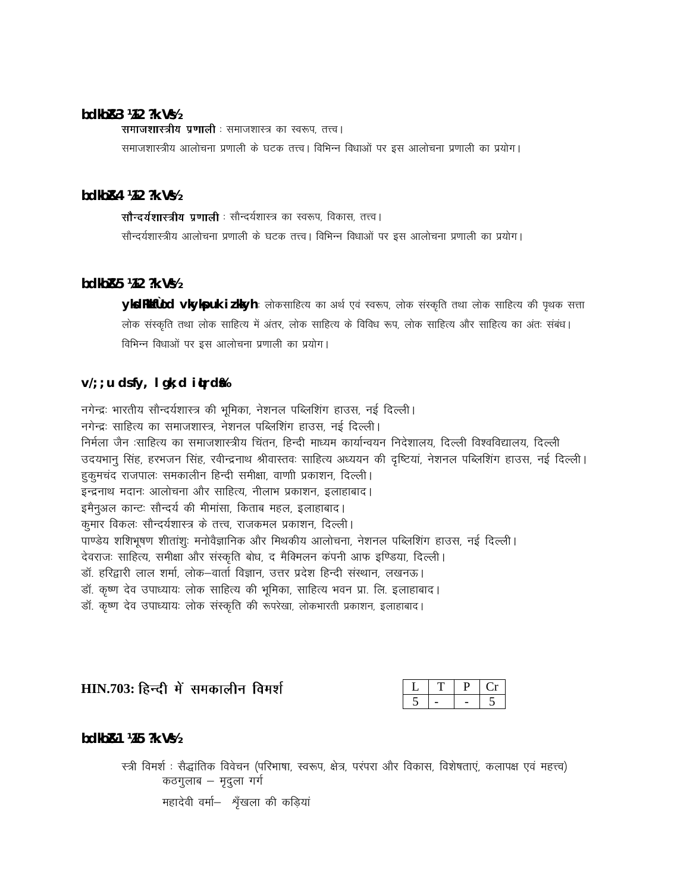### bdkbZ&3 ¼12 ?kaVs½

**समाजशास्त्रीय प्रणाली** : समाजशास्त्र का स्वरूप, तत्त्व।

समाजशास्त्रीय आलोचना प्रणाली के घटक तत्त्व। विभिन्न विधाओं पर इस आलोचना प्रणाली का प्रयोग।

### bdkbZ&4 ¼12 ?kaVs½

**सौन्दर्यशास्त्रीय प्रणाली** : सौन्दर्यशास्त्र का स्वरूप, विकास, तत्त्व।

सौन्दर्यशास्त्रीय आलोचना प्रणाली के घटक तत्त्व। विभिन्न विधाओं पर इस आलोचना प्रणाली का प्रयोग।

### bdkbZ&5 ¼12 ?kaVs½

**yksdlkfgfR;d vkykspuk iz.kkyh**: लोकसाहित्य का अर्थ एवं स्वरूप, लोक संस्कृति तथा लोक साहित्य की पृथक सत्ता लोक संस्कृति तथा लोक साहित्य में अंतर, लोक साहित्य के विविध रूप, लोक साहित्य और साहित्य का अंतः संबंध। विभिन्न विधाओं पर इस आलोचना प्रणाली का प्रयोग।

### v/;;u ds fy, lgk;d iqLrdsa%

नगेन्द्रः भारतीय सौन्दर्यशास्त्र की भूमिका, नेशनल पब्लिशिंग हाउस, नई दिल्ली।
नगेन्द्रः साहित्य का समाजशास्त्र, नेशनल पब्लिशिंग हाउस, नई दिल्ली।
निर्मला जैन :साहित्य का समाजशास्त्रीय चिंतन, हिन्दी माध्यम कार्यान्वयन निदेशालय, दिल्ली विश्वविद्यालय, दिल्ली
उदयभानु सिंह, हरभजन सिंह, रवीन्द्रनाथ श्रीवास्तवः साहित्य अध्ययन की दृष्टियां, नेशनल पब्लिशिंग हाउस, नई दिल्ली।
हुकुमचंद राजपालः समकालीन हिन्दी समीक्षा, वाणी प्रकाशन, दिल्ली।
इन्द्रनाथ मदानः आलोचना और साहित्य, नीलाभ प्रकाशन, इलाहाबाद।
इमैनुअल कान्टः सौन्दर्य की मीमांसा, किताब महल, इलाहाबाद।
कुमार विकलः सौन्दर्यशास्त्र के तत्त्व, राजकमल प्रकाशन, दिल्ली।
पाण्डेय शशिभूषण शीतांशुः मनोवैज्ञानिक और मिथकीय आलोचना, नेशनल पब्लिशिंग हाउस, नई दिल्ली।
देवराजः साहित्य, समीक्षा और संस्कृति बोध, द मैक्मिलन कंपनी आफ इण्डिया, दिल्ली।
डॉ. हरिद्वारी लाल शर्मा, लोक–वार्ता विज्ञान, उत्तर प्रदेश हिन्दी संस्थान, लखनऊ।
डॉ. कृष्ण देव उपाध्यायः लोक साहित्य की भूमिका, साहित्य भवन प्रा. लि. इलाहाबाद।
डॉ. कृष्ण देव उपाध्यायः लोक संस्कृति की रूपरेखा, लोकभारती प्रकाशन, इलाहाबाद।

## HIN.703: हिन्दी में समकालीन विमर्श

| L | T | P | Cr |
|---|---|---|---|
| 5 | - | - | 5 |

### bdkbZ&1 ¼15 ?kaVs½

स्त्री विमर्श : सैद्धांतिक विवेचन (परिभाषा, स्वरूप, क्षेत्र, परंपरा और विकास, विशेषताएं, कलापक्ष एवं महत्त्व)

कठगुलाब – मृदुला गर्ग

महादेवी वर्मा– शृँखला की कड़ियां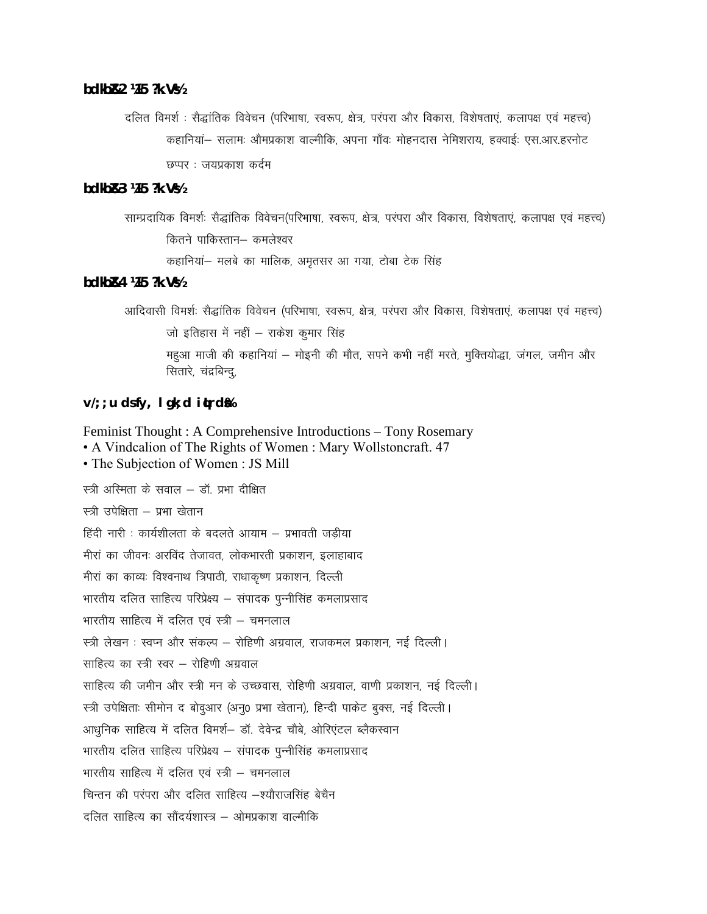### bdkbZ&2 ¼15 ?k.Vs½

दलित विमर्श : सैद्धांतिक विवेचन (परिभाषा, स्वरूप, क्षेत्र, परंपरा और विकास, विशेषताएं, कलापक्ष एवं महत्त्व)

कहानियां– सलामः औमप्रकाश वाल्मीकि, अपना गाँवः मोहनदास नेमिशराय, हक्वाईः एस.आर.हरनोट

छप्पर : जयप्रकाश कर्दम

### bdkbZ&3 ¼15 ?k.Vs½

साम्प्रदायिक विमर्शः सैद्धांतिक विवेचन(परिभाषा, स्वरूप, क्षेत्र, परंपरा और विकास, विशेषताएं, कलापक्ष एवं महत्त्व)

कितने पाकिस्तान– कमलेश्वर

कहानियां– मलबे का मालिक, अमृतसर आ गया, टोबा टेक सिंह

### bdkbZ&4 ¼15 ?k.Vs½

आदिवासी विमर्शः सैद्धांतिक विवेचन (परिभाषा, स्वरूप, क्षेत्र, परंपरा और विकास, विशेषताएं, कलापक्ष एवं महत्त्व)

जो इतिहास में नहीं – राकेश कुमार सिंह

महुआ माजी की कहानियां – मोइनी की मौत, सपने कभी नहीं मरते, मुक्तियोद्धा, जंगल, जमीन और सितारे, चंद्रबिन्दु,

### v/;;u dsfy, lgk;d iqLrdsa%

Feminist Thought : A Comprehensive Introductions – Tony Rosemary
- A Vindcalion of The Rights of Women : Mary Wollstoncraft. 47
- The Subjection of Women : JS Mill

स्त्री अस्मिता के सवाल – डॉ. प्रभा दीक्षित

स्त्री उपेक्षिता – प्रभा खेतान

हिंदी नारी : कार्यशीलता के बदलते आयाम – प्रभावती जड़ीया

मीरां का जीवनः अरविंद तेजावत, लोकभारती प्रकाशन, इलाहाबाद

मीरां का काव्यः विश्वनाथ त्रिपाठी, राधाकृष्ण प्रकाशन, दिल्ली

भारतीय दलित साहित्य परिप्रेक्ष्य – संपादक पुन्नीसिंह कमलाप्रसाद

भारतीय साहित्य में दलित एवं स्त्री – चमनलाल

स्त्री लेखन : स्वप्न और संकल्प – रोहिणी अग्रवाल, राजकमल प्रकाशन, नई दिल्ली।

साहित्य का स्त्री स्वर – रोहिणी अग्रवाल

साहित्य की जमीन और स्त्री मन के उच्छवास, रोहिणी अग्रवाल, वाणी प्रकाशन, नई दिल्ली।

स्त्री उपेक्षिताः सीमोन द बोवुआर (अनु0 प्रभा खेतान), हिन्दी पाकेट बुक्स, नई दिल्ली।

आधुनिक साहित्य में दलित विमर्श– डॉ. देवेन्द्र चौबे, ओरिएंटल ब्लैकस्वान

भारतीय दलित साहित्य परिप्रेक्ष्य – संपादक पुन्नीसिंह कमलाप्रसाद

भारतीय साहित्य में दलित एवं स्त्री – चमनलाल

चिन्तन की परंपरा और दलित साहित्य –श्यौराजसिंह बेचैन

दलित साहित्य का सौंदर्यशास्त्र – ओमप्रकाश वाल्मीकि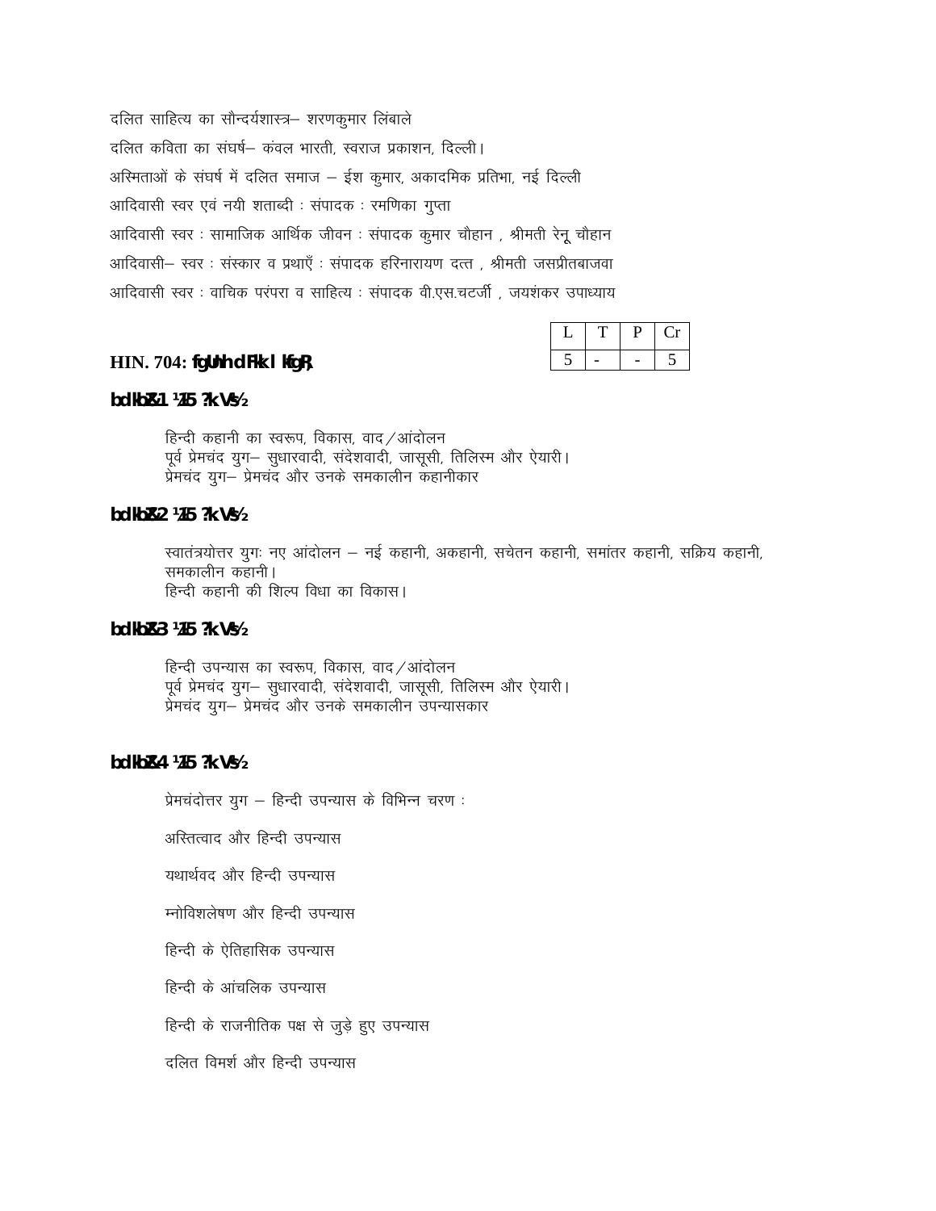दलित साहित्य का सौन्दर्यशास्त्र– शरणकुमार लिंबाले

दलित कविता का संघर्ष– कंवल भारती, स्वराज प्रकाशन, दिल्ली।

अस्मिताओं के संघर्ष में दलित समाज – ईश कुमार, अकादमिक प्रतिभा, नई दिल्ली

आदिवासी स्वर एवं नयी शताब्दी : संपादक : रमणिका गुप्ता

आदिवासी स्वर : सामाजिक आर्थिक जीवन : संपादक कुमार चौहान , श्रीमती रेनू चौहान

आदिवासी– स्वर : संस्कार व प्रथाएँ : संपादक हरिनारायण दत्त , श्रीमती जसप्रीतबाजवा

आदिवासी स्वर : वाचिक परंपरा व साहित्य : संपादक वी.एस.चटर्जी , जयशंकर उपाध्याय

| L | T | P | Cr |
|---|---|---|---|
| 5 | - | - | 5 |

## HIN. 704: हिन्दी कथा साहित्य

### इकाई–1 (15 घंटे)

हिन्दी कहानी का स्वरूप, विकास, वाद/आंदोलन
पूर्व प्रेमचंद युग– सुधारवादी, संदेशवादी, जासूसी, तिलिस्म और ऐयारी।
प्रेमचंद युग– प्रेमचंद और उनके समकालीन कहानीकार

### इकाई–2 (15 घंटे)

स्वातंत्र्योत्तर युगः नए आंदोलन – नई कहानी, अकहानी, सचेतन कहानी, समांतर कहानी, सक्रिय कहानी, समकालीन कहानी।
हिन्दी कहानी की शिल्प विधा का विकास।

### इकाई–3 (15 घंटे)

हिन्दी उपन्यास का स्वरूप, विकास, वाद/आंदोलन
पूर्व प्रेमचंद युग– सुधारवादी, संदेशवादी, जासूसी, तिलिस्म और ऐयारी।
प्रेमचंद युग– प्रेमचंद और उनके समकालीन उपन्यासकार

### इकाई–4 (15 घंटे)

प्रेमचंदोत्तर युग – हिन्दी उपन्यास के विभिन्न चरण :

अस्तित्वाद और हिन्दी उपन्यास

यथार्थवद और हिन्दी उपन्यास

म्नोविशलेषण और हिन्दी उपन्यास

हिन्दी के ऐतिहासिक उपन्यास

हिन्दी के आंचलिक उपन्यास

हिन्दी के राजनीतिक पक्ष से जुड़े हुए उपन्यास

दलित विमर्श और हिन्दी उपन्यास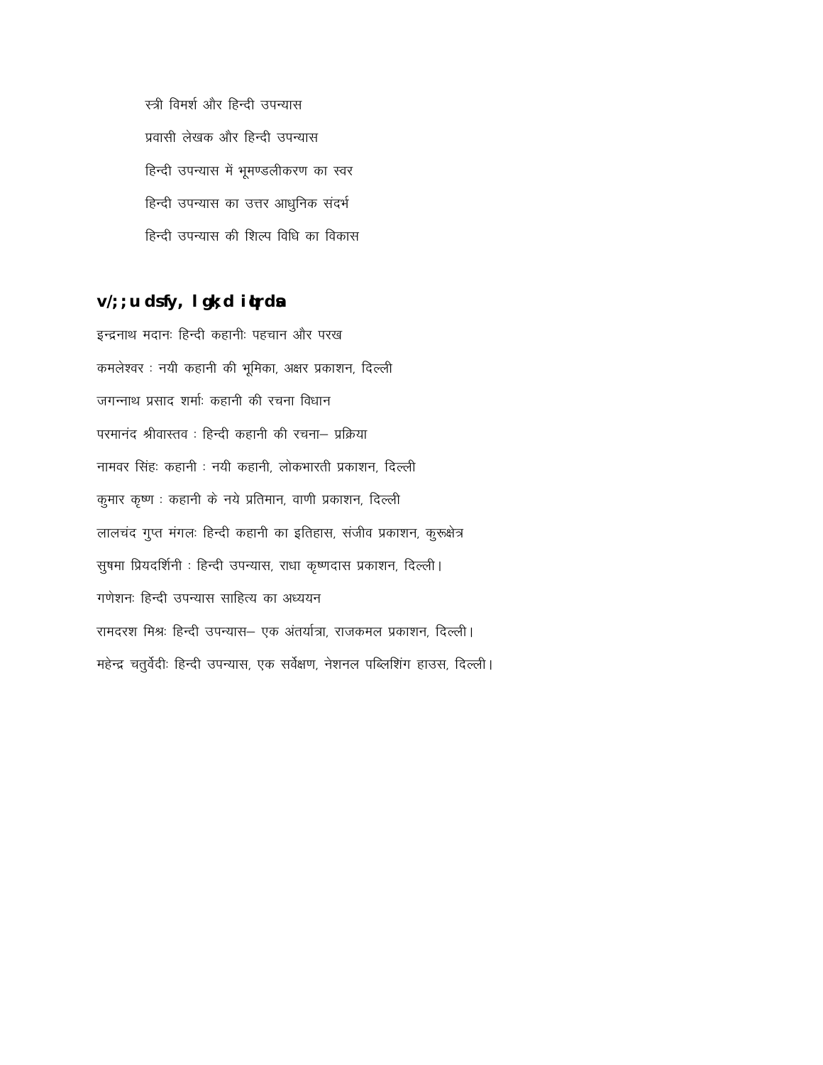स्त्री विमर्श और हिन्दी उपन्यास

प्रवासी लेखक और हिन्दी उपन्यास

हिन्दी उपन्यास में भूमण्डलीकरण का स्वर

हिन्दी उपन्यास का उत्तर आधुनिक संदर्भ

हिन्दी उपन्यास की शिल्प विधि का विकास

## v/;;u dsfy, lgk;d iqLrdsa

इन्द्रनाथ मदानः हिन्दी कहानीः पहचान और परख

कमलेश्वर : नयी कहानी की भूमिका, अक्षर प्रकाशन, दिल्ली

जगन्नाथ प्रसाद शर्माः कहानी की रचना विधान

परमानंद श्रीवास्तव : हिन्दी कहानी की रचना– प्रक्रिया

नामवर सिंहः कहानी : नयी कहानी, लोकभारती प्रकाशन, दिल्ली

कुमार कृष्ण : कहानी के नये प्रतिमान, वाणी प्रकाशन, दिल्ली

लालचंद गुप्त मंगलः हिन्दी कहानी का इतिहास, संजीव प्रकाशन, कुरूक्षेत्र

सुषमा प्रियदर्शिनी : हिन्दी उपन्यास, राधा कृष्णदास प्रकाशन, दिल्ली।

गणेशनः हिन्दी उपन्यास साहित्य का अध्ययन

रामदरश मिश्रः हिन्दी उपन्यास– एक अंतर्यात्रा, राजकमल प्रकाशन, दिल्ली।

महेन्द्र चतुर्वेदीः हिन्दी उपन्यास, एक सर्वेक्षण, नेशनल पब्लिशिंग हाउस, दिल्ली।